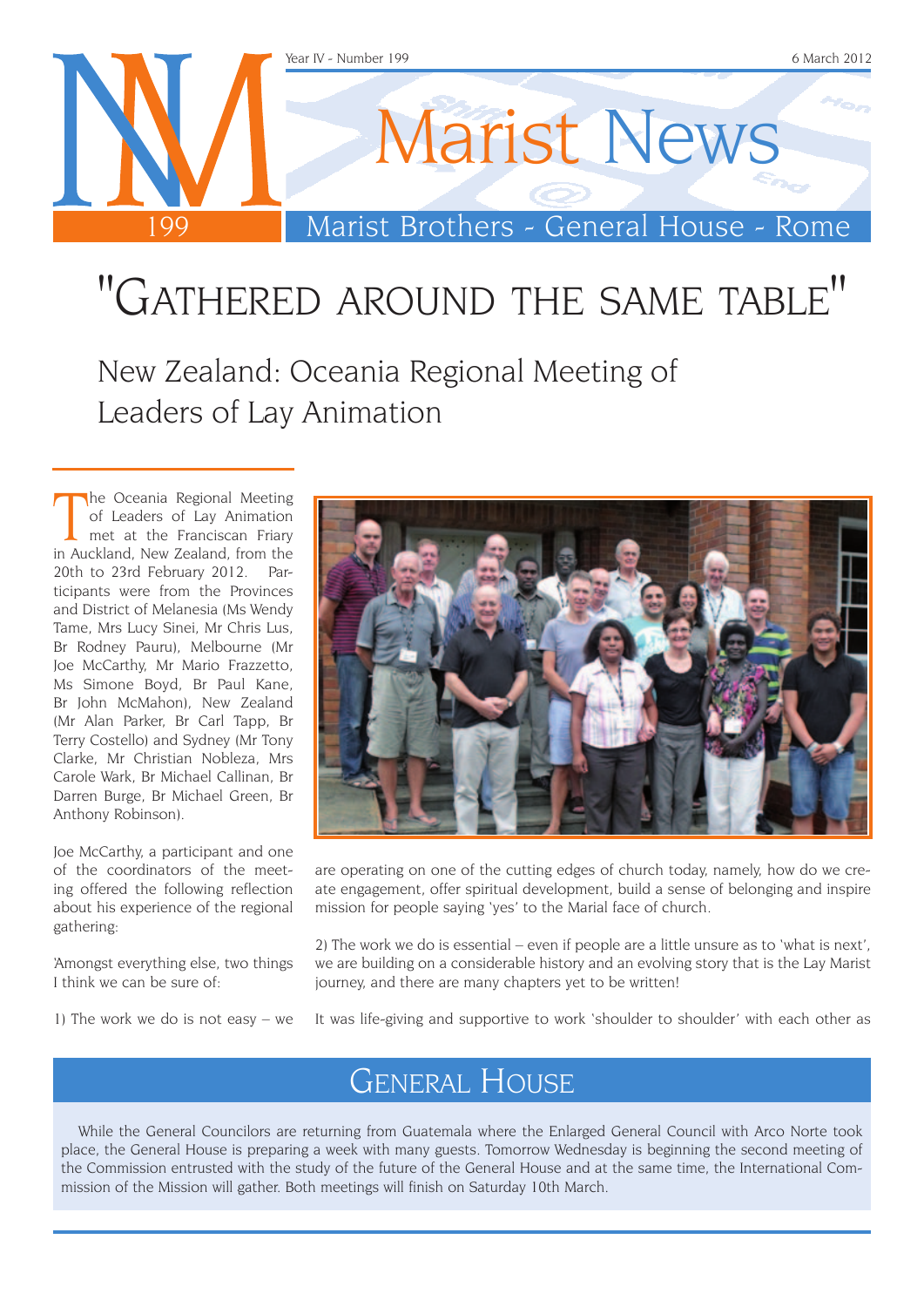# Marist News

Marist Brothers - General House - Rome

# "Gathered around the same table"

## New Zealand: Oceania Regional Meeting of Leaders of Lay Animation

The Oceania Regional Meeting of Leaders of Lay Animation met at the Franciscan Friary in Auckland, New Zealand, from the 20th to 23rd February 2012. Participants were from the Provinces and District of Melanesia (Ms Wendy Tame, Mrs Lucy Sinei, Mr Chris Lus, Br Rodney Pauru), Melbourne (Mr Joe McCarthy, Mr Mario Frazzetto, Ms Simone Boyd, Br Paul Kane, Br John McMahon), New Zealand (Mr Alan Parker, Br Carl Tapp, Br Terry Costello) and Sydney (Mr Tony Clarke, Mr Christian Nobleza, Mrs Carole Wark, Br Michael Callinan, Br Darren Burge, Br Michael Green, Br Anthony Robinson).

Joe McCarthy, a participant and one of the coordinators of the meeting offered the following reflection about his experience of the regional gathering:

'Amongst everything else, two things I think we can be sure of:

1) The work we do is not easy – we are operating on one of the cutting edges of church today, namely, how do we create engagement, offer spiritual development, build a sense of belonging and inspire mission for people saying 'yes' to the Marial face of church.

2) The work we do is essential – even if people are a little unsure as to 'what is next', we are building on a considerable history and an evolving story that is the Lay Marist journey, and there are many chapters yet to be written!

It was life-giving and supportive to work 'shoulder to shoulder' with each other as

## General House

While the General Councilors are returning from Guatemala where the Enlarged General Council with Arco Norte took place, the General House is preparing a week with many guests. Tomorrow Wednesday is beginning the second meeting of the Commission entrusted with the study of the future of the General House and at the same time, the International Commission of the Mission will gather. Both meetings will finish on Saturday 10th March.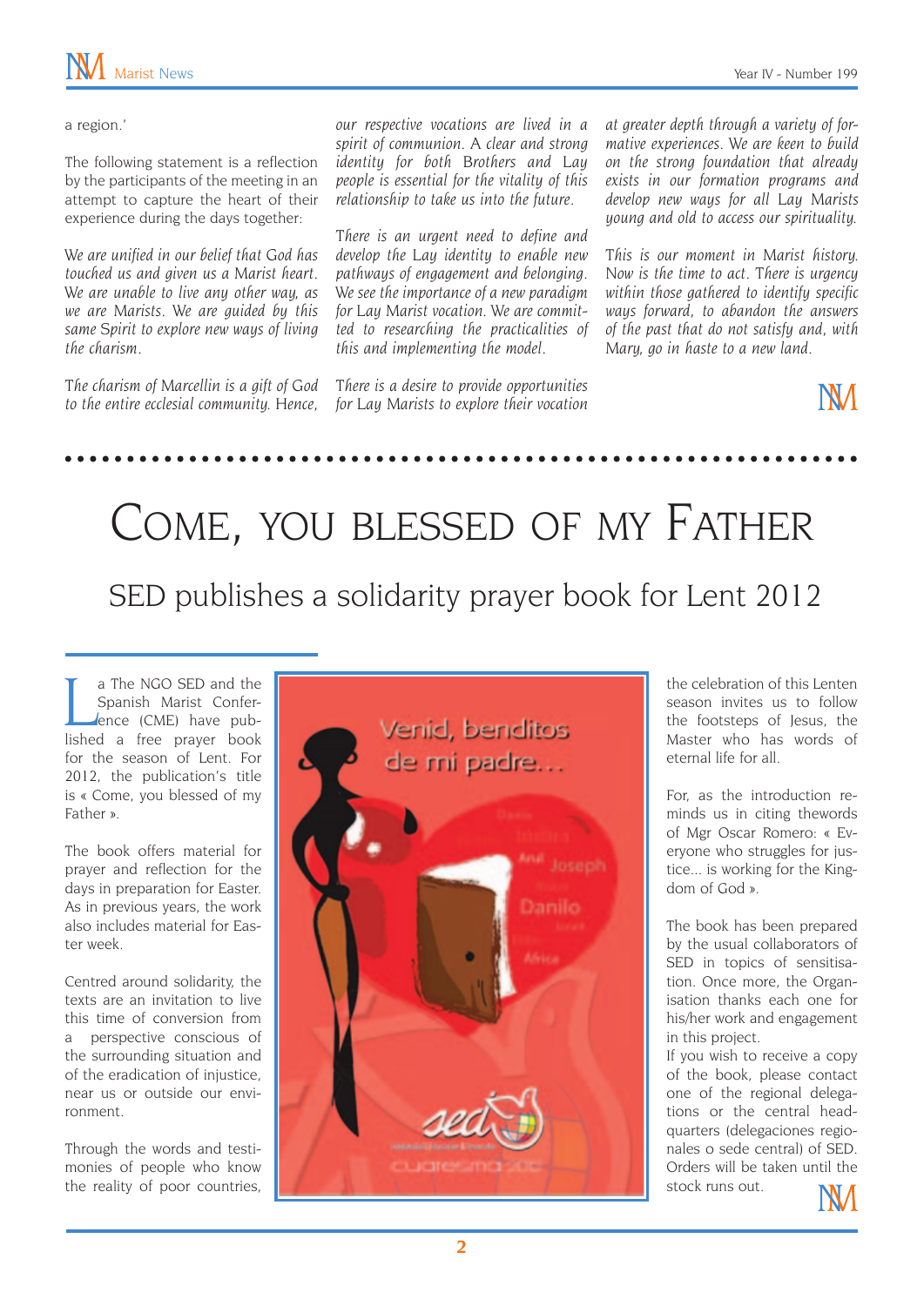a region.'

The following statement is a reflection by the participants of the meeting in an attempt to capture the heart of their experience during the days together:

*We are unified in our belief that God has touched us and given us a Marist heart. We are unable to live any other way, as we are Marists. We are guided by this same Spirit to explore new ways of living the charism.*

*The charism of Marcellin is a gift of God to the entire ecclesial community. Hence, our respective vocations are lived in a spirit of communion. A clear and strong identity for both Brothers and Lay people is essential for the vitality of this relationship to take us into the future.*

*There is an urgent need to define and develop the Lay identity to enable new pathways of engagement and belonging. We see the importance of a new paradigm for Lay Marist vocation. We are committed to researching the practicalities of this and implementing the model.*

*There is a desire to provide opportunities for Lay Marists to explore their vocation at greater depth through a variety of formative experiences. We are keen to build on the strong foundation that already exists in our formation programs and develop new ways for all Lay Marists young and old to access our spirituality.*

*This is our moment in Marist history. Now is the time to act. There is urgency within those gathered to identify specific ways forward, to abandon the answers of the past that do not satisfy and, with Mary, go in haste to a new land.*

# Come, you blessed of my Father

## SED publishes a solidarity prayer book for Lent 2012

La The NGO SED and the Spanish Marist Conference (CME) have published a free prayer book for the season of Lent. For 2012, the publication's title is « Come, you blessed of my Father ».

The book offers material for prayer and reflection for the days in preparation for Easter. As in previous years, the work also includes material for Easter week.

Centred around solidarity, the texts are an invitation to live this time of conversion from a perspective conscious of the surrounding situation and of the eradication of injustice, near us or outside our environment.

Through the words and testimonies of people who know the reality of poor countries, the celebration of this Lenten season invites us to follow the footsteps of Jesus, the Master who has words of eternal life for all.

For, as the introduction reminds us in citing thewords of Mgr Oscar Romero: « Everyone who struggles for justice... is working for the Kingdom of God ».

The book has been prepared by the usual collaborators of SED in topics of sensitisation. Once more, the Organisation thanks each one for his/her work and engagement in this project.

If you wish to receive a copy of the book, please contact one of the regional delegations or the central headquarters (delegaciones regionales o sede central) of SED. Orders will be taken until the stock runs out.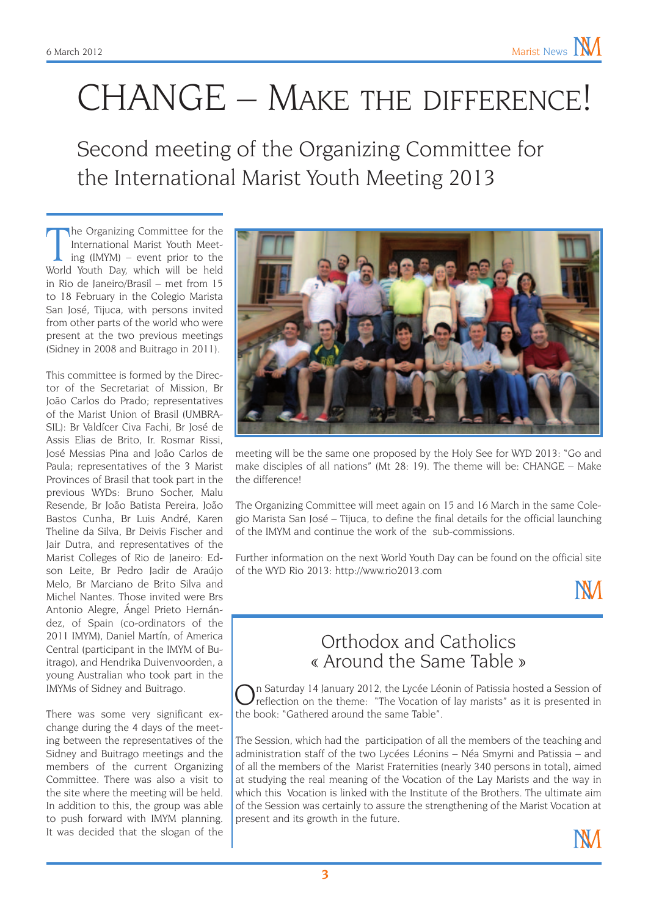# CHANGE – MAKE THE DIFFERENCE!

## Second meeting of the Organizing Committee for the International Marist Youth Meeting 2013

The Organizing Committee for the International Marist Youth Meeting (IMYM) – event prior to the World Youth Day, which will be held in Rio de Janeiro/Brasil – met from 15 to 18 February in the Colegio Marista San José, Tijuca, with persons invited from other parts of the world who were present at the two previous meetings (Sidney in 2008 and Buitrago in 2011).

This committee is formed by the Director of the Secretariat of Mission, Br João Carlos do Prado; representatives of the Marist Union of Brasil (UMBRASIL): Br Valdícer Civa Fachi, Br José de Assis Elias de Brito, Ir. Rosmar Rissi, José Messias Pina and João Carlos de Paula; representatives of the 3 Marist Provinces of Brasil that took part in the previous WYDs: Bruno Socher, Malu Resende, Br João Batista Pereira, João Bastos Cunha, Br Luis André, Karen Theline da Silva, Br Deivis Fischer and Jair Dutra, and representatives of the Marist Colleges of Rio de Janeiro: Edson Leite, Br Pedro Jadir de Araújo Melo, Br Marciano de Brito Silva and Michel Nantes. Those invited were Brs Antonio Alegre, Ángel Prieto Hernández, of Spain (co-ordinators of the 2011 IMYM), Daniel Martín, of America Central (participant in the IMYM of Buitrago), and Hendrika Duivenvoorden, a young Australian who took part in the IMYMs of Sidney and Buitrago.

There was some very significant exchange during the 4 days of the meeting between the representatives of the Sidney and Buitrago meetings and the members of the current Organizing Committee. There was also a visit to the site where the meeting will be held. In addition to this, the group was able to push forward with IMYM planning. It was decided that the slogan of the meeting will be the same one proposed by the Holy See for WYD 2013: "Go and make disciples of all nations" (Mt 28: 19). The theme will be: CHANGE – Make the difference!

The Organizing Committee will meet again on 15 and 16 March in the same Colegio Marista San José – Tijuca, to define the final details for the official launching of the IMYM and continue the work of the sub-commissions.

Further information on the next World Youth Day can be found on the official site of the WYD Rio 2013: http://www.rio2013.com

## Orthodox and Catholics « Around the Same Table »

On Saturday 14 January 2012, the Lycée Léonin of Patissia hosted a Session of reflection on the theme: "The Vocation of lay marists" as it is presented in the book: "Gathered around the same Table".

The Session, which had the participation of all the members of the teaching and administration staff of the two Lycées Léonins – Néa Smyrni and Patissia – and of all the members of the Marist Fraternities (nearly 340 persons in total), aimed at studying the real meaning of the Vocation of the Lay Marists and the way in which this Vocation is linked with the Institute of the Brothers. The ultimate aim of the Session was certainly to assure the strengthening of the Marist Vocation at present and its growth in the future.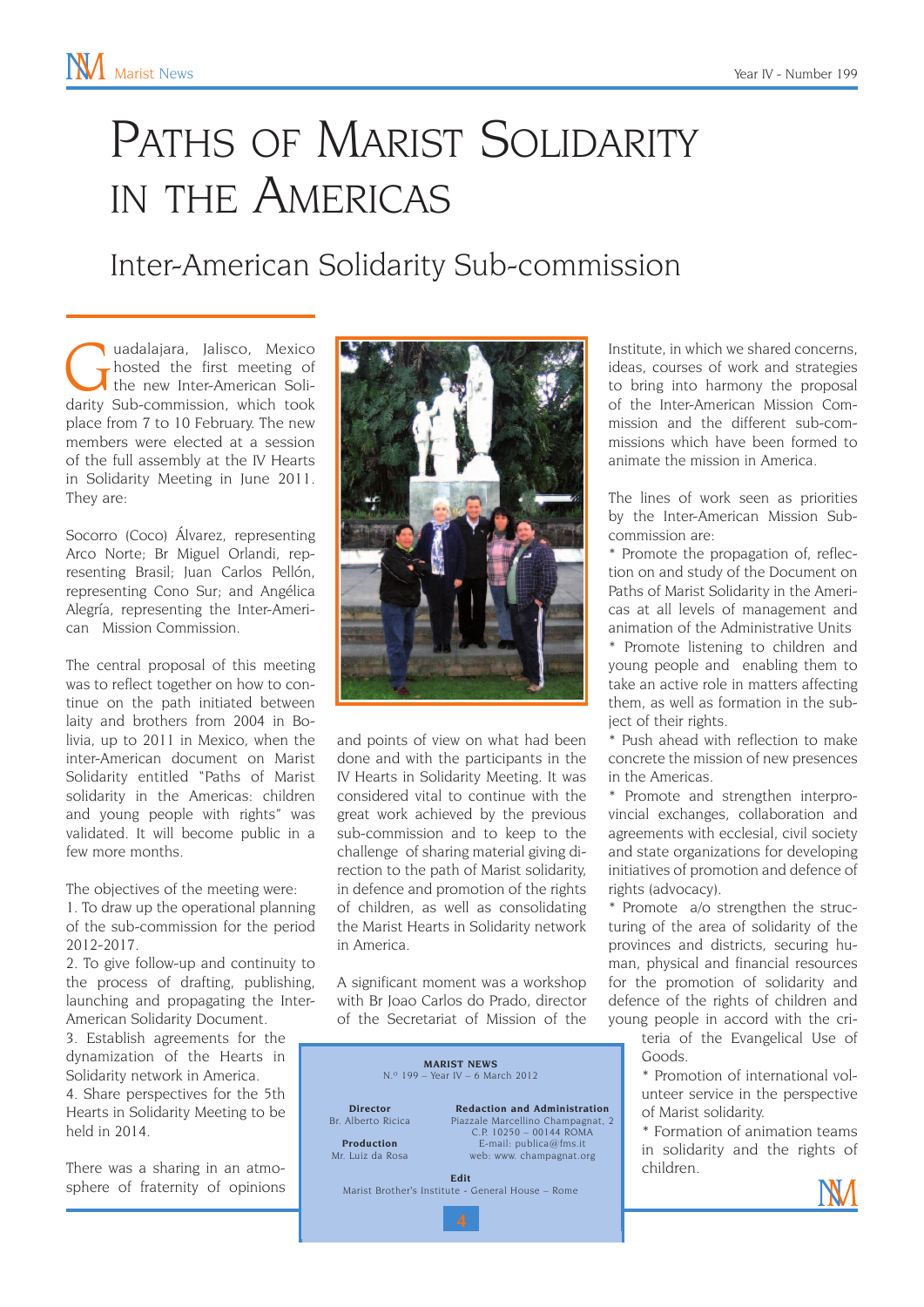# Paths of Marist Solidarity in the Americas

## Inter-American Solidarity Sub-commission

Guadalajara, Jalisco, Mexico hosted the first meeting of the new Inter-American Solidarity Sub-commission, which took place from 7 to 10 February. The new members were elected at a session of the full assembly at the IV Hearts in Solidarity Meeting in June 2011. They are:

Socorro (Coco) Álvarez, representing Arco Norte; Br Miguel Orlandi, representing Brasil; Juan Carlos Pellón, representing Cono Sur; and Angélica Alegría, representing the Inter-American Mission Commission.

The central proposal of this meeting was to reflect together on how to continue on the path initiated between laity and brothers from 2004 in Bolivia, up to 2011 in Mexico, when the inter-American document on Marist Solidarity entitled "Paths of Marist solidarity in the Americas: children and young people with rights" was validated. It will become public in a few more months.

The objectives of the meeting were:
1. To draw up the operational planning of the sub-commission for the period 2012-2017.
2. To give follow-up and continuity to the process of drafting, publishing, launching and propagating the Inter-American Solidarity Document.
3. Establish agreements for the dynamization of the Hearts in Solidarity network in America.
4. Share perspectives for the 5th Hearts in Solidarity Meeting to be held in 2014.

There was a sharing in an atmosphere of fraternity of opinions and points of view on what had been done and with the participants in the IV Hearts in Solidarity Meeting. It was considered vital to continue with the great work achieved by the previous sub-commission and to keep to the challenge of sharing material giving direction to the path of Marist solidarity, in defence and promotion of the rights of children, as well as consolidating the Marist Hearts in Solidarity network in America.

A significant moment was a workshop with Br Joao Carlos do Prado, director of the Secretariat of Mission of the Institute, in which we shared concerns, ideas, courses of work and strategies to bring into harmony the proposal of the Inter-American Mission Commission and the different sub-commissions which have been formed to animate the mission in America.

The lines of work seen as priorities by the Inter-American Mission Sub-commission are:

* Promote the propagation of, reflection on and study of the Document on Paths of Marist Solidarity in the Americas at all levels of management and animation of the Administrative Units
* Promote listening to children and young people and enabling them to take an active role in matters affecting them, as well as formation in the subject of their rights.
* Push ahead with reflection to make concrete the mission of new presences in the Americas.
* Promote and strengthen interprovincial exchanges, collaboration and agreements with ecclesial, civil society and state organizations for developing initiatives of promotion and defence of rights (advocacy).
* Promote a/o strengthen the structuring of the area of solidarity of the provinces and districts, securing human, physical and financial resources for the promotion of solidarity and defence of the rights of children and young people in accord with the criteria of the Evangelical Use of Goods.
* Promotion of international volunteer service in the perspective of Marist solidarity.
* Formation of animation teams in solidarity and the rights of children.

---

**MARIST NEWS**
N.º 199 – Year IV – 6 March 2012

**Director**
Br. Alberto Ricica

**Production**
Mr. Luiz da Rosa

**Redaction and Administration**
Piazzale Marcellino Champagnat, 2
C.P. 10250 – 00144 ROMA
E-mail: publica@fms.it
web: www. champagnat.org

**Edit**
Marist Brother's Institute - General House – Rome